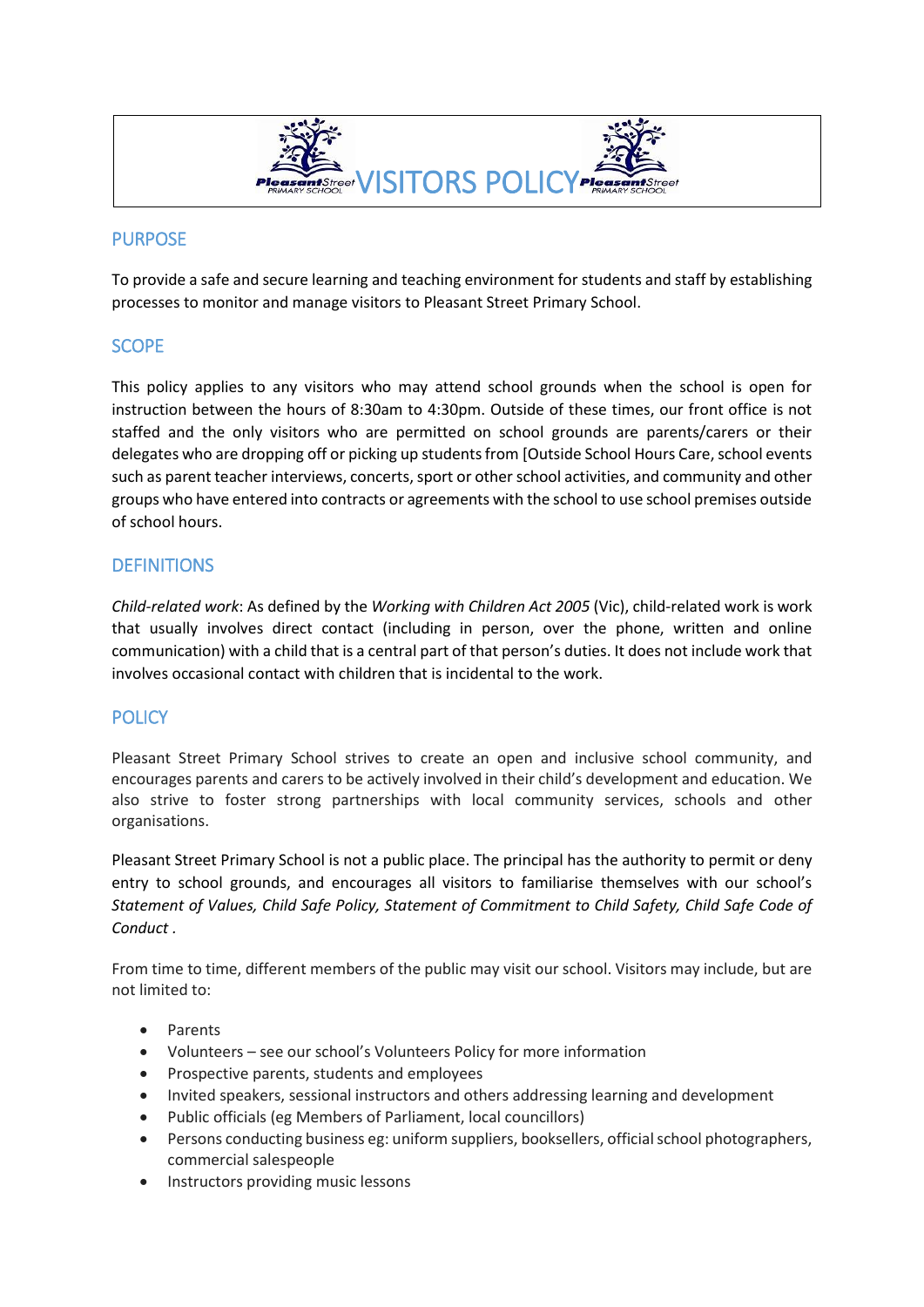# VISITORS POLICY

## PURPOSE

To provide a safe and secure learning and teaching environment for students and staff by establishing processes to monitor and manage visitors to Pleasant Street Primary School.

## SCOPE

This policy applies to any visitors who may attend school grounds when the school is open for instruction between the hours of 8:30am to 4:30pm. Outside of these times, our front office is not staffed and the only visitors who are permitted on school grounds are parents/carers or their delegates who are dropping off or picking up students from [Outside School Hours Care, school events such as parent teacher interviews, concerts, sport or other school activities, and community and other groups who have entered into contracts or agreements with the school to use school premises outside of school hours.

## DEFINITIONS

*Child-related work*: As defined by the *Working with Children Act 2005* (Vic), child-related work is work that usually involves direct contact (including in person, over the phone, written and online communication) with a child that is a central part of that person's duties. It does not include work that involves occasional contact with children that is incidental to the work.

## POLICY

Pleasant Street Primary School strives to create an open and inclusive school community, and encourages parents and carers to be actively involved in their child's development and education. We also strive to foster strong partnerships with local community services, schools and other organisations.

Pleasant Street Primary School is not a public place. The principal has the authority to permit or deny entry to school grounds, and encourages all visitors to familiarise themselves with our school's *Statement of Values, Child Safe Policy, Statement of Commitment to Child Safety, Child Safe Code of Conduct* .

From time to time, different members of the public may visit our school. Visitors may include, but are not limited to:

- Parents
- Volunteers – see our school's Volunteers Policy for more information
- Prospective parents, students and employees
- Invited speakers, sessional instructors and others addressing learning and development
- Public officials (eg Members of Parliament, local councillors)
- Persons conducting business eg: uniform suppliers, booksellers, official school photographers, commercial salespeople
- Instructors providing music lessons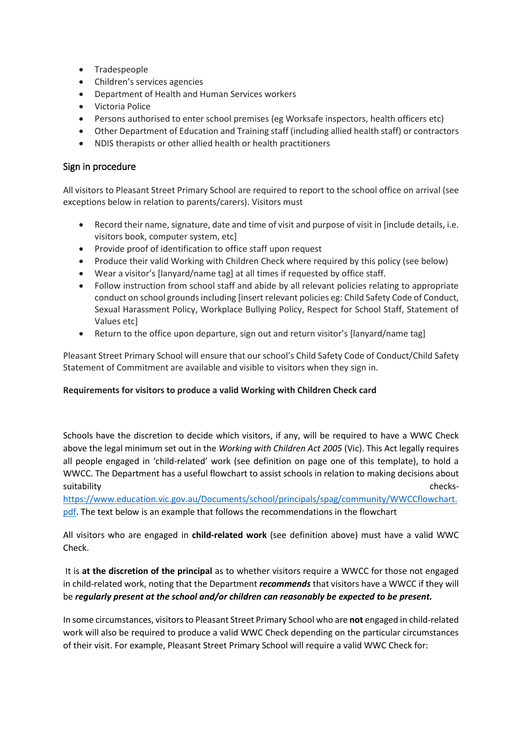- Tradespeople
- Children's services agencies
- Department of Health and Human Services workers
- Victoria Police
- Persons authorised to enter school premises (eg Worksafe inspectors, health officers etc)
- Other Department of Education and Training staff (including allied health staff) or contractors
- NDIS therapists or other allied health or health practitioners

## Sign in procedure

All visitors to Pleasant Street Primary School are required to report to the school office on arrival (see exceptions below in relation to parents/carers). Visitors must

- Record their name, signature, date and time of visit and purpose of visit in [include details, i.e. visitors book, computer system, etc]
- Provide proof of identification to office staff upon request
- Produce their valid Working with Children Check where required by this policy (see below)
- Wear a visitor's [lanyard/name tag] at all times if requested by office staff.
- Follow instruction from school staff and abide by all relevant policies relating to appropriate conduct on school grounds including [insert relevant policies eg: Child Safety Code of Conduct, Sexual Harassment Policy, Workplace Bullying Policy, Respect for School Staff, Statement of Values etc]
- Return to the office upon departure, sign out and return visitor's [lanyard/name tag]

Pleasant Street Primary School will ensure that our school's Child Safety Code of Conduct/Child Safety Statement of Commitment are available and visible to visitors when they sign in.

**Requirements for visitors to produce a valid Working with Children Check card**

Schools have the discretion to decide which visitors, if any, will be required to have a WWC Check above the legal minimum set out in the *Working with Children Act 2005* (Vic). This Act legally requires all people engaged in 'child-related' work (see definition on page one of this template), to hold a WWCC. The Department has a useful flowchart to assist schools in relation to making decisions about suitability checks- https://www.education.vic.gov.au/Documents/school/principals/spag/community/WWCCflowchart.pdf. The text below is an example that follows the recommendations in the flowchart

All visitors who are engaged in **child-related work** (see definition above) must have a valid WWC Check.

It is **at the discretion of the principal** as to whether visitors require a WWCC for those not engaged in child-related work, noting that the Department ***recommends*** that visitors have a WWCC if they will be ***regularly present at the school and/or children can reasonably be expected to be present.***

In some circumstances, visitors to Pleasant Street Primary School who are **not** engaged in child-related work will also be required to produce a valid WWC Check depending on the particular circumstances of their visit. For example, Pleasant Street Primary School will require a valid WWC Check for: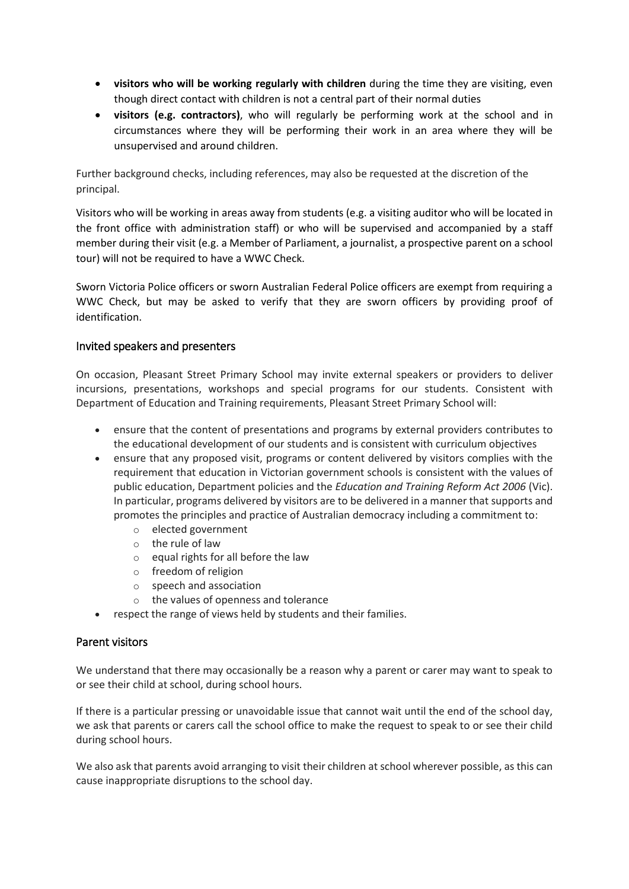- **visitors who will be working regularly with children** during the time they are visiting, even though direct contact with children is not a central part of their normal duties
- **visitors (e.g. contractors)**, who will regularly be performing work at the school and in circumstances where they will be performing their work in an area where they will be unsupervised and around children.

Further background checks, including references, may also be requested at the discretion of the principal.

Visitors who will be working in areas away from students (e.g. a visiting auditor who will be located in the front office with administration staff) or who will be supervised and accompanied by a staff member during their visit (e.g. a Member of Parliament, a journalist, a prospective parent on a school tour) will not be required to have a WWC Check.

Sworn Victoria Police officers or sworn Australian Federal Police officers are exempt from requiring a WWC Check, but may be asked to verify that they are sworn officers by providing proof of identification.

## Invited speakers and presenters

On occasion, Pleasant Street Primary School may invite external speakers or providers to deliver incursions, presentations, workshops and special programs for our students. Consistent with Department of Education and Training requirements, Pleasant Street Primary School will:

- ensure that the content of presentations and programs by external providers contributes to the educational development of our students and is consistent with curriculum objectives
- ensure that any proposed visit, programs or content delivered by visitors complies with the requirement that education in Victorian government schools is consistent with the values of public education, Department policies and the *Education and Training Reform Act 2006* (Vic). In particular, programs delivered by visitors are to be delivered in a manner that supports and promotes the principles and practice of Australian democracy including a commitment to:
  - elected government
  - the rule of law
  - equal rights for all before the law
  - freedom of religion
  - speech and association
  - the values of openness and tolerance
- respect the range of views held by students and their families.

## Parent visitors

We understand that there may occasionally be a reason why a parent or carer may want to speak to or see their child at school, during school hours.

If there is a particular pressing or unavoidable issue that cannot wait until the end of the school day, we ask that parents or carers call the school office to make the request to speak to or see their child during school hours.

We also ask that parents avoid arranging to visit their children at school wherever possible, as this can cause inappropriate disruptions to the school day.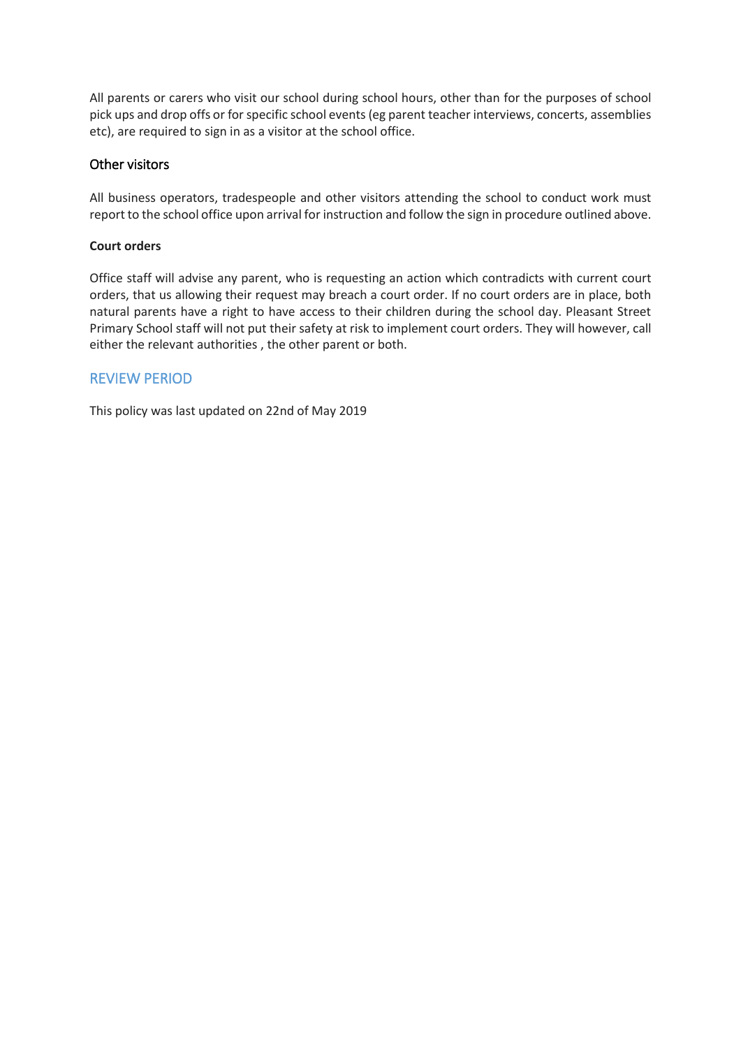All parents or carers who visit our school during school hours, other than for the purposes of school pick ups and drop offs or for specific school events (eg parent teacher interviews, concerts, assemblies etc), are required to sign in as a visitor at the school office.

### Other visitors

All business operators, tradespeople and other visitors attending the school to conduct work must report to the school office upon arrival for instruction and follow the sign in procedure outlined above.

#### Court orders

Office staff will advise any parent, who is requesting an action which contradicts with current court orders, that us allowing their request may breach a court order. If no court orders are in place, both natural parents have a right to have access to their children during the school day. Pleasant Street Primary School staff will not put their safety at risk to implement court orders. They will however, call either the relevant authorities , the other parent or both.

## REVIEW PERIOD

This policy was last updated on 22nd of May 2019